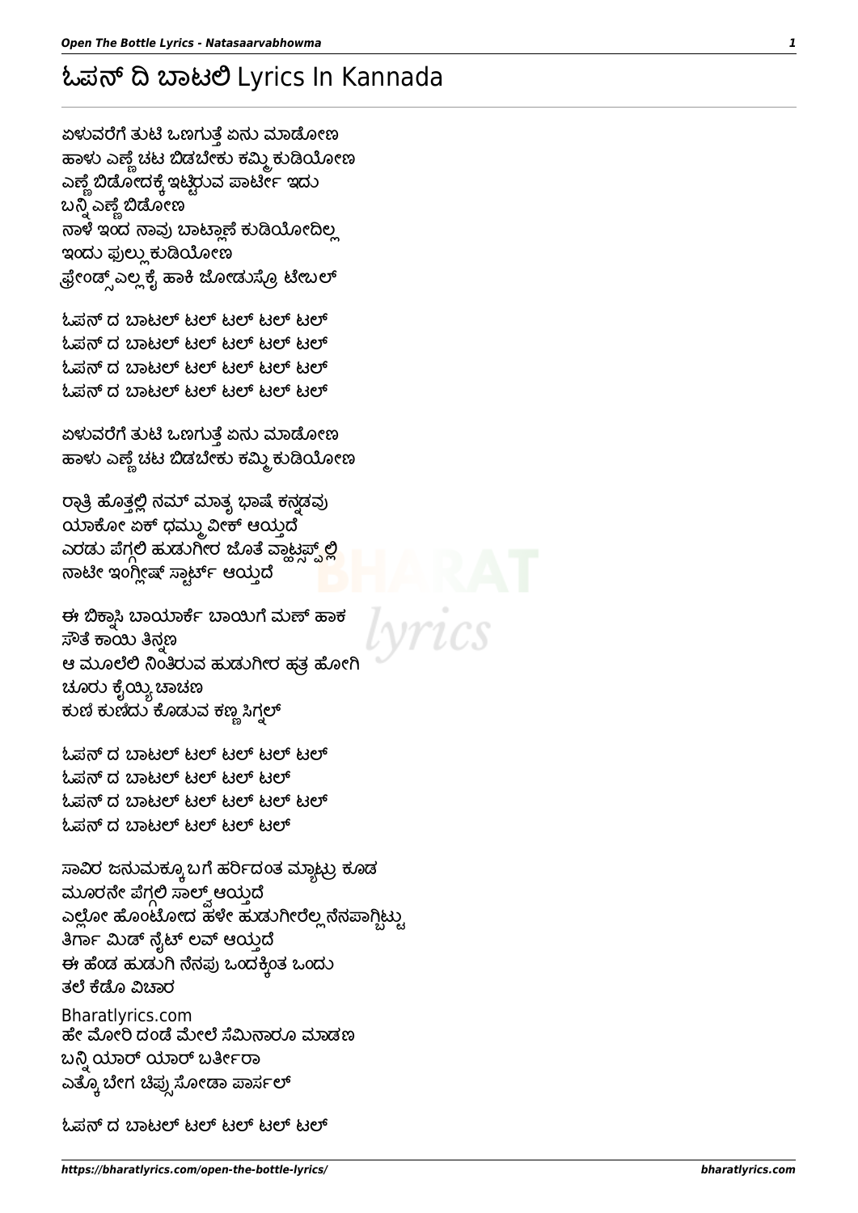# ಓಪನ್ ದಿ ಬಾಟಲಿ Lyrics In Kannada

ಏಳುವರೆಗೆ ತುಟಿ ಒಣಗುತ್ತೆ ಏನು ಮಾಡೋಣ
ಹಾಳು ಎಣ್ಣೆ ಚಟ ಬಿಡಬೇಕು ಕಮ್ಮಿ ಕುಡಿಯೋಣ
ಎಣ್ಣೆ ಬಿಡೋದಕ್ಕೆ ಇಟ್ಟಿರುವ ಪಾರ್ಟೀ ಇದು
ಬನ್ನಿ ಎಣ್ಣೆ ಬಿಡೋಣ
ನಾಳೆ ಇಂದ ನಾವು ಬಾಟ್ಲಾಣೆ ಕುಡಿಯೋದಿಲ್ಲ
ಇಂದು ಫುಲ್ಲು ಕುಡಿಯೋಣ
ಫ್ರೇಂಡ್ಸ್ ಎಲ್ಲ ಕೈ ಹಾಕಿ ಜೋಡುಸ್ರೊ ಟೇಬಲ್

ಓಪನ್ ದ ಬಾಟಲ್ ಟಲ್ ಟಲ್ ಟಲ್ ಟಲ್
ಓಪನ್ ದ ಬಾಟಲ್ ಟಲ್ ಟಲ್ ಟಲ್ ಟಲ್
ಓಪನ್ ದ ಬಾಟಲ್ ಟಲ್ ಟಲ್ ಟಲ್ ಟಲ್
ಓಪನ್ ದ ಬಾಟಲ್ ಟಲ್ ಟಲ್ ಟಲ್ ಟಲ್

ಏಳುವರೆಗೆ ತುಟಿ ಒಣಗುತ್ತೆ ಏನು ಮಾಡೋಣ
ಹಾಳು ಎಣ್ಣೆ ಚಟ ಬಿಡಬೇಕು ಕಮ್ಮಿ ಕುಡಿಯೋಣ

ರಾತ್ರಿ ಹೊತ್ತಲ್ಲಿ ನಮ್ ಮಾತೃ ಭಾಷೆ ಕನ್ನಡವು
ಯಾಕೋ ಏಕ್ ಧಮ್ಮು ವೀಕ್ ಆಯ್ತದೆ
ಎರಡು ಪೆಗ್ಗಲಿ ಹುಡುಗೀರ ಜೊತೆ ವಾಟ್ಸಪ್ಪ್ ಲ್ಲಿ
ನಾಟೀ ಇಂಗ್ಲೀಷ್ ಸ್ಟಾರ್ಟ್ ಆಯ್ತದೆ

ಈ ಬಿಕ್ನಾಸಿ ಬಾಯಾರ್ಕೆ ಬಾಯಿಗೆ ಮಣ್ ಹಾಕ
ಸೌತೆ ಕಾಯಿ ತಿನ್ನಣ
ಆ ಮೂಲೆಲಿ ನಿಂತಿರುವ ಹುಡುಗೀರ ಹತ್ರ ಹೋಗಿ
ಚೂರು ಕೈಯ್ಯಿ ಚಾಚಣ
ಕುಣಿ ಕುಣಿದು ಕೊಡುವ ಕಣ್ಣ ಸಿಗ್ನಲ್

ಓಪನ್ ದ ಬಾಟಲ್ ಟಲ್ ಟಲ್ ಟಲ್ ಟಲ್
ಓಪನ್ ದ ಬಾಟಲ್ ಟಲ್ ಟಲ್ ಟಲ್
ಓಪನ್ ದ ಬಾಟಲ್ ಟಲ್ ಟಲ್ ಟಲ್ ಟಲ್
ಓಪನ್ ದ ಬಾಟಲ್ ಟಲ್ ಟಲ್ ಟಲ್

ಸಾವಿರ ಜನುಮಕ್ಕೂ ಬಗೆ ಹರ್ಿದಂತ ಮ್ಯಾಟ್ರು ಕೂಡ
ಮೂರನೇ ಪೆಗ್ಗಲಿ ಸಾಲ್ವ್ ಆಯ್ತದೆ
ಎಲ್ಲೋ ಹೊಂಟೋದ ಹಳೇ ಹುಡುಗೀರೆಲ್ಲ ನೆನಪಾಗ್ಬಿಟ್ಟು
ತಿರ್ಗಾ ಮಿಡ್ ನೈಟ್ ಲವ್ ಆಯ್ತದೆ
ಈ ಹೆಂಡ ಹುಡುಗಿ ನೆನಪು ಒಂದಕ್ಕಿಂತ ಒಂದು
ತಲೆ ಕೆಡೊ ವಿಚಾರ

Bharatlyrics.com

ಹೇ ಮೋರಿ ದಂಡೆ ಮೇಲೆ ಸೆಮಿನಾರೂ ಮಾಡಣ
ಬನ್ನಿ ಯಾರ್ ಯಾರ್ ಬರ್ತೀರಾ
ಎತ್ಕೊ ಬೇಗ ಚಿಪ್ಸ್ ಸೋಡಾ ಪಾರ್ಸಲ್

ಓಪನ್ ದ ಬಾಟಲ್ ಟಲ್ ಟಲ್ ಟಲ್ ಟಲ್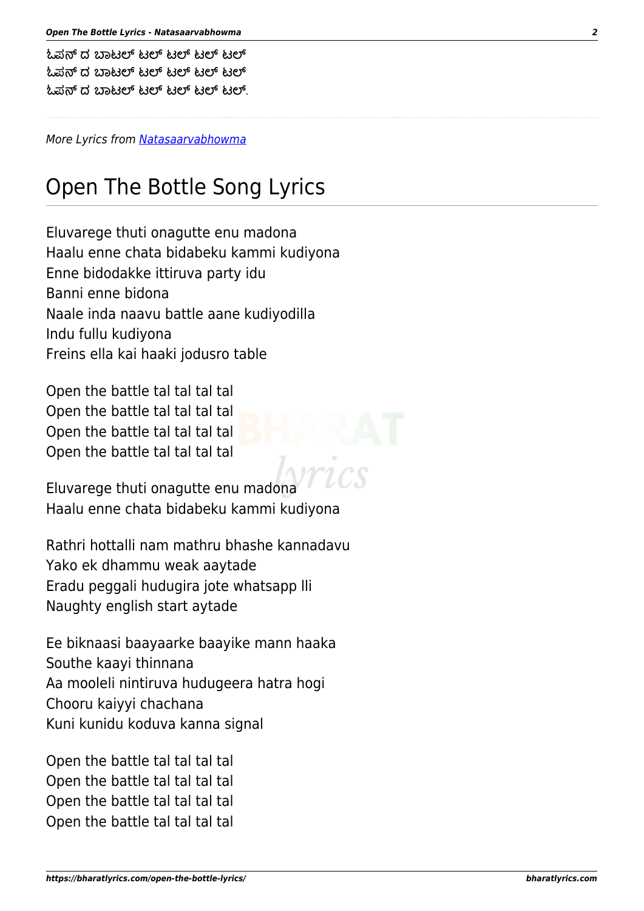ಓಪನ್ ದ ಬಾಟಲ್ ಟಲ್ ಟಲ್ ಟಲ್ ಟಲ್
ಓಪನ್ ದ ಬಾಟಲ್ ಟಲ್ ಟಲ್ ಟಲ್ ಟಲ್
ಓಪನ್ ದ ಬಾಟಲ್ ಟಲ್ ಟಲ್ ಟಲ್ ಟಲ್.

---

*More Lyrics from Natasaarvabhowma*

# Open The Bottle Song Lyrics

Eluvarege thuti onagutte enu madona
Haalu enne chata bidabeku kammi kudiyona
Enne bidodakke ittiruva party idu
Banni enne bidona
Naale inda naavu battle aane kudiyodilla
Indu fullu kudiyona
Freins ella kai haaki jodusro table

Open the battle tal tal tal tal
Open the battle tal tal tal tal
Open the battle tal tal tal tal
Open the battle tal tal tal tal

Eluvarege thuti onagutte enu madona
Haalu enne chata bidabeku kammi kudiyona

Rathri hottalli nam mathru bhashe kannadavu
Yako ek dhammu weak aaytade
Eradu peggali hudugira jote whatsapp lli
Naughty english start aytade

Ee biknaasi baayaarke baayike mann haaka
Southe kaayi thinnana
Aa mooleli nintiruva hudugeera hatra hogi
Chooru kaiyyi chachana
Kuni kunidu koduva kanna signal

Open the battle tal tal tal tal
Open the battle tal tal tal tal
Open the battle tal tal tal tal
Open the battle tal tal tal tal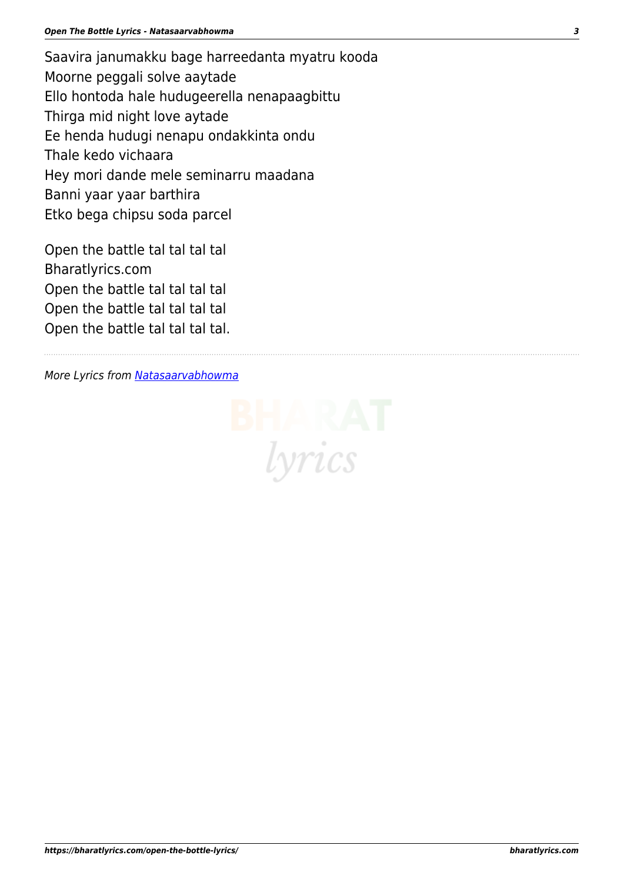Saavira janumakku bage harreedanta myatru kooda
Moorne peggali solve aaytade
Ello hontoda hale hudugeerella nenapaagbittu
Thirga mid night love aytade
Ee henda hudugi nenapu ondakkinta ondu
Thale kedo vichaara
Hey mori dande mele seminarru maadana
Banni yaar yaar barthira
Etko bega chipsu soda parcel

Open the battle tal tal tal tal
Bharatlyrics.com
Open the battle tal tal tal tal
Open the battle tal tal tal tal
Open the battle tal tal tal tal.

---

*More Lyrics from [Natasaarvabhowma]*